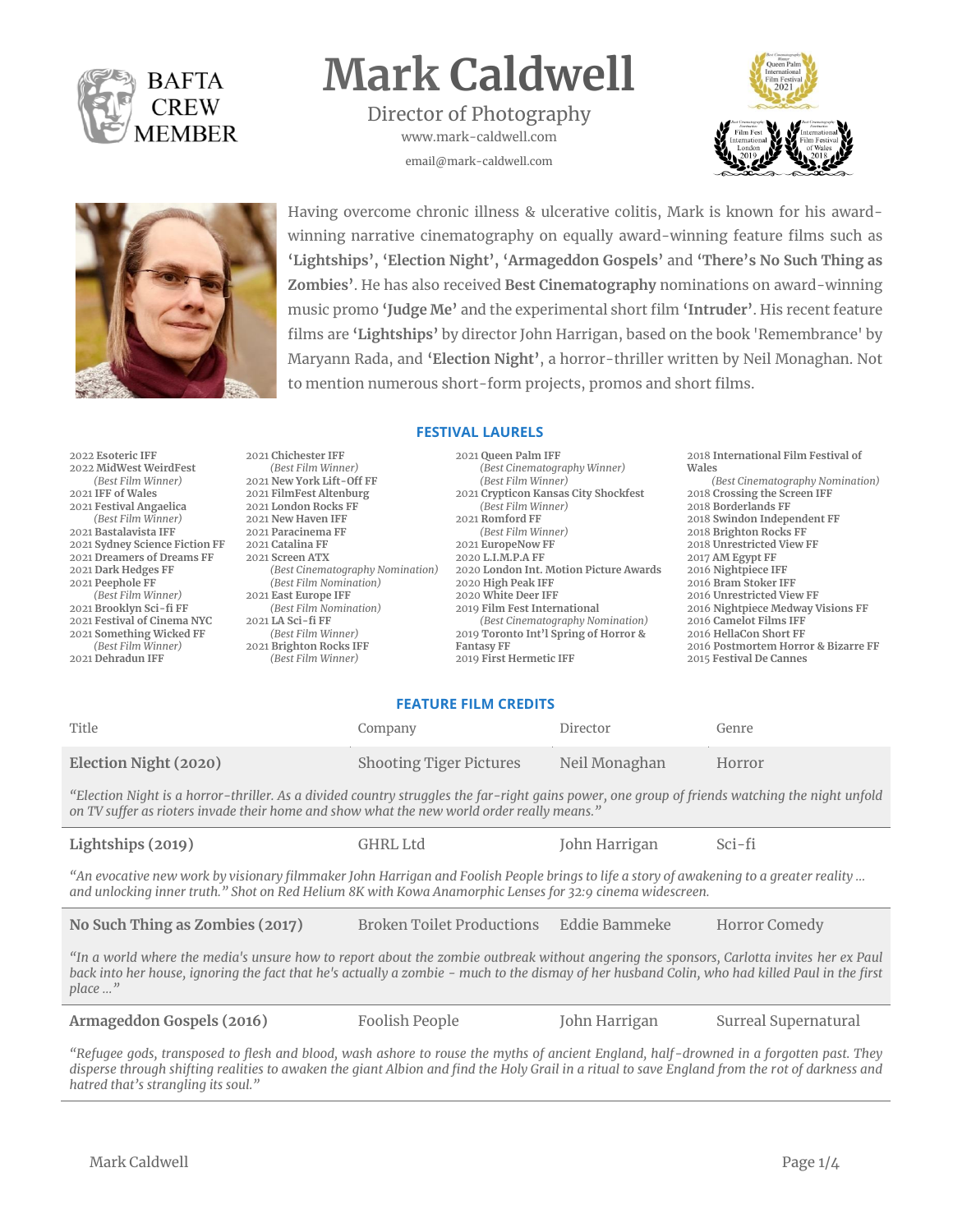BAFTA CREW MEMBER

# Mark Caldwell

Director of Photography

www.mark-caldwell.com

email@mark-caldwell.com

Best Cinematography Winner – Queen Palm International Film Festival 2021

Best Cinematography Nomination – Film Fest International London 2019

Best Cinematography Nomination – International Film Festival of Wales 2018

Having overcome chronic illness & ulcerative colitis, Mark is known for his award-winning narrative cinematography on equally award-winning feature films such as **'Lightships'**, **'Election Night'**, **'Armageddon Gospels'** and **'There's No Such Thing as Zombies'**. He has also received **Best Cinematography** nominations on award-winning music promo **'Judge Me'** and the experimental short film **'Intruder'**. His recent feature films are **'Lightships'** by director John Harrigan, based on the book 'Remembrance' by Maryann Rada, and **'Election Night'**, a horror-thriller written by Neil Monaghan. Not to mention numerous short-form projects, promos and short films.

## FESTIVAL LAURELS

- 2022 **Esoteric IFF**
- 2022 **MidWest WeirdFest**
  - *(Best Film Winner)*
- 2021 **IFF of Wales**
- 2021 **Festival Angaelica**
  - *(Best Film Winner)*
- 2021 **Bastalavista IFF**
- 2021 **Sydney Science Fiction FF**
- 2021 **Dreamers of Dreams FF**
- 2021 **Dark Hedges FF**
- 2021 **Peephole FF**
  - *(Best Film Winner)*
- 2021 **Brooklyn Sci-fi FF**
- 2021 **Festival of Cinema NYC**
- 2021 **Something Wicked FF**
  - *(Best Film Winner)*
- 2021 **Dehradun IFF**
- 2021 **Chichester IFF**
  - *(Best Film Winner)*
- 2021 **New York Lift-Off FF**
- 2021 **FilmFest Altenburg**
- 2021 **London Rocks FF**
- 2021 **New Haven IFF**
- 2021 **Paracinema FF**
- 2021 **Catalina FF**
- 2021 **Screen ATX**
  - *(Best Cinematography Nomination)*
  - *(Best Film Nomination)*
- 2021 **East Europe IFF**
  - *(Best Film Nomination)*
- 2021 **LA Sci-fi FF**
  - *(Best Film Winner)*
- 2021 **Brighton Rocks IFF**
  - *(Best Film Winner)*
- 2021 **Queen Palm IFF**
  - *(Best Cinematography Winner)*
  - *(Best Film Winner)*
- 2021 **Crypticon Kansas City Shockfest**
  - *(Best Film Winner)*
- 2021 **Romford FF**
  - *(Best Film Winner)*
- 2021 **EuropeNow FF**
- 2021 **L.I.M.P.A FF**
- 2020 **London Int. Motion Picture Awards**
- 2020 **High Peak IFF**
- 2020 **White Deer IFF**
- 2019 **Film Fest International**
  - *(Best Cinematography Nomination)*
- 2019 **Toronto Int'l Spring of Horror & Fantasy FF**
- 2019 **First Hermetic IFF**
- 2018 **International Film Festival of Wales**
  - *(Best Cinematography Nomination)*
- 2018 **Crossing the Screen IFF**
- 2018 **Borderlands FF**
- 2018 **Swindon Independent FF**
- 2018 **Brighton Rocks FF**
- 2018 **Unrestricted View FF**
- 2017 **AM Egypt FF**
- 2016 **Nightpiece IFF**
- 2016 **Bram Stoker IFF**
- 2016 **Unrestricted View FF**
- 2016 **Nightpiece Medway Visions FF**
- 2016 **Camelot Films IFF**
- 2016 **HellaCon Short FF**
- 2016 **Postmortem Horror & Bizarre FF**
- 2015 **Festival De Cannes**

## FEATURE FILM CREDITS

| Title | Company | Director | Genre |
|---|---|---|---|
| **Election Night (2020)** | Shooting Tiger Pictures | Neil Monaghan | Horror |

*"Election Night is a horror-thriller. As a divided country struggles the far-right gains power, one group of friends watching the night unfold on TV suffer as rioters invade their home and show what the new world order really means."*

| Title | Company | Director | Genre |
|---|---|---|---|
| **Lightships (2019)** | GHRL Ltd | John Harrigan | Sci-fi |

*"An evocative new work by visionary filmmaker John Harrigan and Foolish People brings to life a story of awakening to a greater reality … and unlocking inner truth." Shot on Red Helium 8K with Kowa Anamorphic Lenses for 32:9 cinema widescreen.*

| Title | Company | Director | Genre |
|---|---|---|---|
| **No Such Thing as Zombies (2017)** | Broken Toilet Productions | Eddie Bammeke | Horror Comedy |

*"In a world where the media's unsure how to report about the zombie outbreak without angering the sponsors, Carlotta invites her ex Paul back into her house, ignoring the fact that he's actually a zombie - much to the dismay of her husband Colin, who had killed Paul in the first place …"*

| Title | Company | Director | Genre |
|---|---|---|---|
| **Armageddon Gospels (2016)** | Foolish People | John Harrigan | Surreal Supernatural |

*"Refugee gods, transposed to flesh and blood, wash ashore to rouse the myths of ancient England, half-drowned in a forgotten past. They disperse through shifting realities to awaken the giant Albion and find the Holy Grail in a ritual to save England from the rot of darkness and hatred that's strangling its soul."*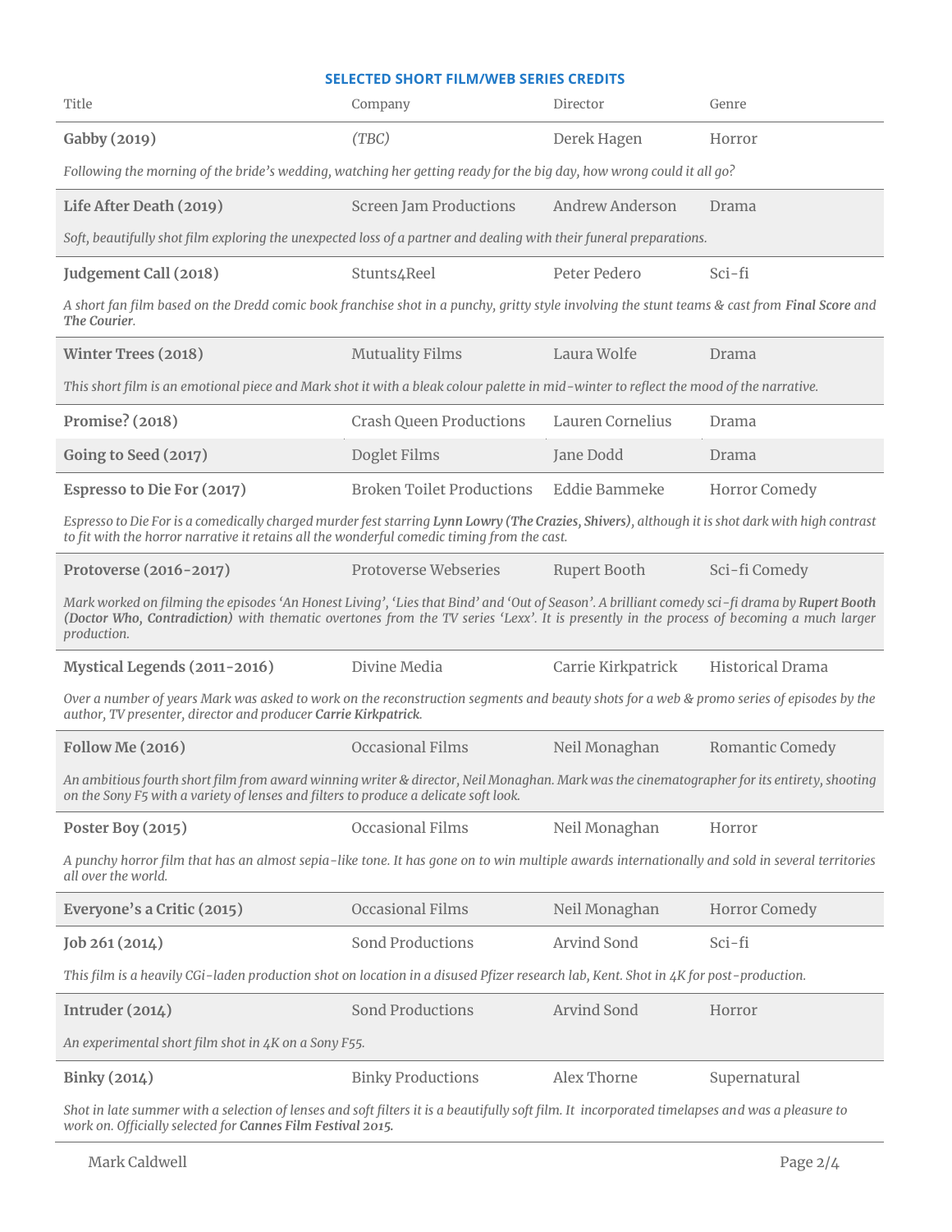## SELECTED SHORT FILM/WEB SERIES CREDITS

| Title | Company | Director | Genre |
|---|---|---|---|
| **Gabby (2019)** | *(TBC)* | Derek Hagen | Horror |

*Following the morning of the bride's wedding, watching her getting ready for the big day, how wrong could it all go?*

| Title | Company | Director | Genre |
|---|---|---|---|
| **Life After Death (2019)** | Screen Jam Productions | Andrew Anderson | Drama |

*Soft, beautifully shot film exploring the unexpected loss of a partner and dealing with their funeral preparations.*

| Title | Company | Director | Genre |
|---|---|---|---|
| **Judgement Call (2018)** | Stunts4Reel | Peter Pedero | Sci-fi |

*A short fan film based on the Dredd comic book franchise shot in a punchy, gritty style involving the stunt teams & cast from* ***Final Score*** *and* ***The Courier****.*

| Title | Company | Director | Genre |
|---|---|---|---|
| **Winter Trees (2018)** | Mutuality Films | Laura Wolfe | Drama |

*This short film is an emotional piece and Mark shot it with a bleak colour palette in mid-winter to reflect the mood of the narrative.*

| Title | Company | Director | Genre |
|---|---|---|---|
| **Promise? (2018)** | Crash Queen Productions | Lauren Cornelius | Drama |
| **Going to Seed (2017)** | Doglet Films | Jane Dodd | Drama |
| **Espresso to Die For (2017)** | Broken Toilet Productions | Eddie Bammeke | Horror Comedy |

*Espresso to Die For is a comedically charged murder fest starring* ***Lynn Lowry (The Crazies, Shivers)****, although it is shot dark with high contrast to fit with the horror narrative it retains all the wonderful comedic timing from the cast.*

| Title | Company | Director | Genre |
|---|---|---|---|
| **Protoverse (2016-2017)** | Protoverse Webseries | Rupert Booth | Sci-fi Comedy |

*Mark worked on filming the episodes 'An Honest Living', 'Lies that Bind' and 'Out of Season'. A brilliant comedy sci-fi drama by* ***Rupert Booth (Doctor Who, Contradiction)*** *with thematic overtones from the TV series 'Lexx'. It is presently in the process of becoming a much larger production.*

| Title | Company | Director | Genre |
|---|---|---|---|
| **Mystical Legends (2011-2016)** | Divine Media | Carrie Kirkpatrick | Historical Drama |

*Over a number of years Mark was asked to work on the reconstruction segments and beauty shots for a web & promo series of episodes by the author, TV presenter, director and producer* ***Carrie Kirkpatrick****.*

| Title | Company | Director | Genre |
|---|---|---|---|
| **Follow Me (2016)** | Occasional Films | Neil Monaghan | Romantic Comedy |

*An ambitious fourth short film from award winning writer & director, Neil Monaghan. Mark was the cinematographer for its entirety, shooting on the Sony F5 with a variety of lenses and filters to produce a delicate soft look.*

| Title | Company | Director | Genre |
|---|---|---|---|
| **Poster Boy (2015)** | Occasional Films | Neil Monaghan | Horror |

*A punchy horror film that has an almost sepia-like tone. It has gone on to win multiple awards internationally and sold in several territories all over the world.*

| Title | Company | Director | Genre |
|---|---|---|---|
| **Everyone's a Critic (2015)** | Occasional Films | Neil Monaghan | Horror Comedy |
| **Job 261 (2014)** | Sond Productions | Arvind Sond | Sci-fi |

*This film is a heavily CGi-laden production shot on location in a disused Pfizer research lab, Kent. Shot in 4K for post-production.*

| Title | Company | Director | Genre |
|---|---|---|---|
| **Intruder (2014)** | Sond Productions | Arvind Sond | Horror |

*An experimental short film shot in 4K on a Sony F55.*

| Title | Company | Director | Genre |
|---|---|---|---|
| **Binky (2014)** | Binky Productions | Alex Thorne | Supernatural |

*Shot in late summer with a selection of lenses and soft filters it is a beautifully soft film. It incorporated timelapses and was a pleasure to work on. Officially selected for* ***Cannes Film Festival 2015.***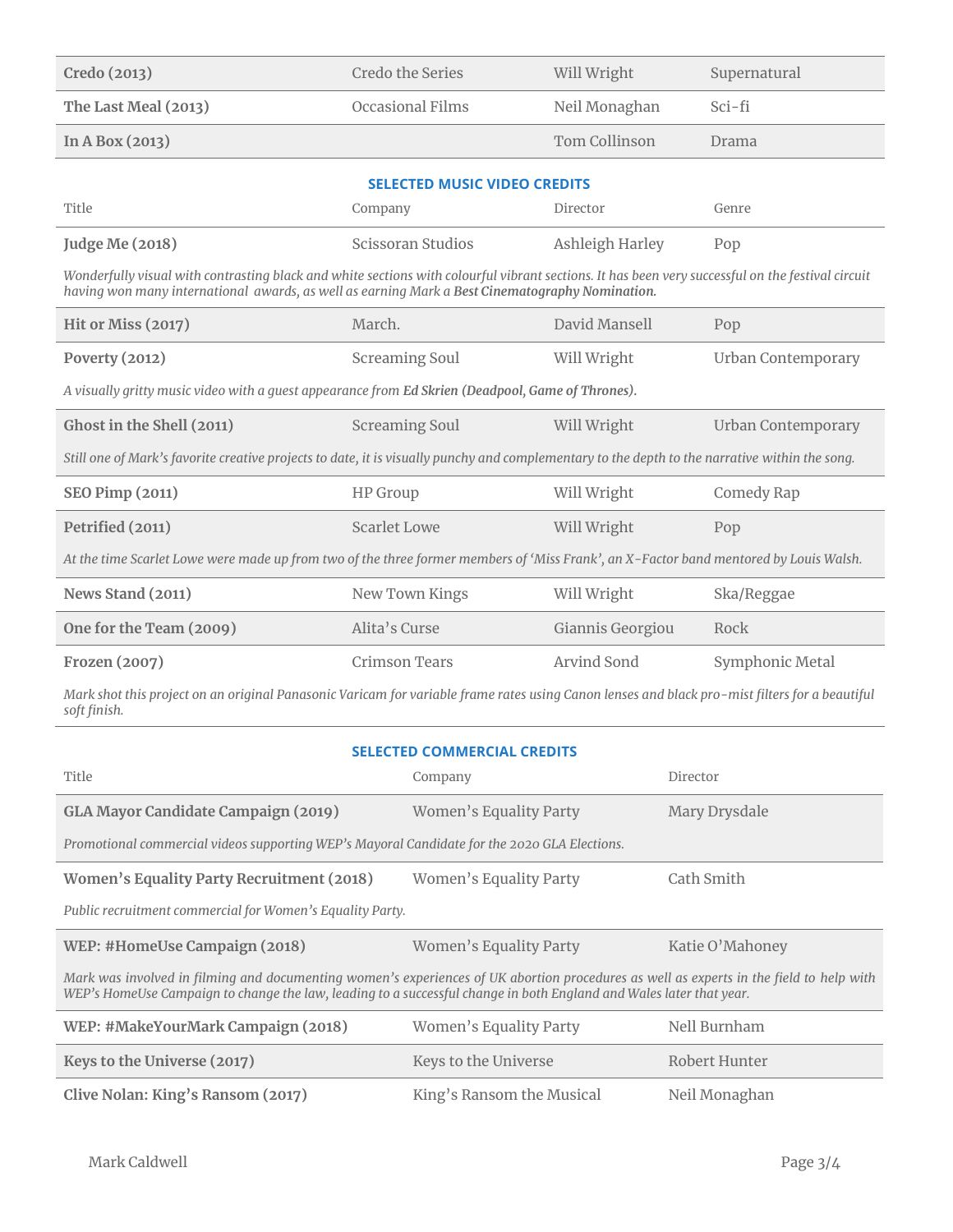| | | | |
|---|---|---|---|
| **Credo (2013)** | Credo the Series | Will Wright | Supernatural |
| **The Last Meal (2013)** | Occasional Films | Neil Monaghan | Sci-fi |
| **In A Box (2013)** | | Tom Collinson | Drama |

## SELECTED MUSIC VIDEO CREDITS

| Title | Company | Director | Genre |
|---|---|---|---|
| **Judge Me (2018)** | Scissoran Studios | Ashleigh Harley | Pop |

*Wonderfully visual with contrasting black and white sections with colourful vibrant sections. It has been very successful on the festival circuit having won many international awards, as well as earning Mark a **Best Cinematography Nomination.***

| Title | Company | Director | Genre |
|---|---|---|---|
| **Hit or Miss (2017)** | March. | David Mansell | Pop |
| **Poverty (2012)** | Screaming Soul | Will Wright | Urban Contemporary |

*A visually gritty music video with a guest appearance from **Ed Skrien (Deadpool, Game of Thrones).***

| Title | Company | Director | Genre |
|---|---|---|---|
| **Ghost in the Shell (2011)** | Screaming Soul | Will Wright | Urban Contemporary |

*Still one of Mark's favorite creative projects to date, it is visually punchy and complementary to the depth to the narrative within the song.*

| Title | Company | Director | Genre |
|---|---|---|---|
| **SEO Pimp (2011)** | HP Group | Will Wright | Comedy Rap |
| **Petrified (2011)** | Scarlet Lowe | Will Wright | Pop |

*At the time Scarlet Lowe were made up from two of the three former members of 'Miss Frank', an X-Factor band mentored by Louis Walsh.*

| Title | Company | Director | Genre |
|---|---|---|---|
| **News Stand (2011)** | New Town Kings | Will Wright | Ska/Reggae |
| **One for the Team (2009)** | Alita's Curse | Giannis Georgiou | Rock |
| **Frozen (2007)** | Crimson Tears | Arvind Sond | Symphonic Metal |

*Mark shot this project on an original Panasonic Varicam for variable frame rates using Canon lenses and black pro-mist filters for a beautiful soft finish.*

## SELECTED COMMERCIAL CREDITS

| Title | Company | Director |
|---|---|---|
| **GLA Mayor Candidate Campaign (2019)** | Women's Equality Party | Mary Drysdale |

*Promotional commercial videos supporting WEP's Mayoral Candidate for the 2020 GLA Elections.*

| Title | Company | Director |
|---|---|---|
| **Women's Equality Party Recruitment (2018)** | Women's Equality Party | Cath Smith |

*Public recruitment commercial for Women's Equality Party.*

| Title | Company | Director |
|---|---|---|
| **WEP: #HomeUse Campaign (2018)** | Women's Equality Party | Katie O'Mahoney |

*Mark was involved in filming and documenting women's experiences of UK abortion procedures as well as experts in the field to help with WEP's HomeUse Campaign to change the law, leading to a successful change in both England and Wales later that year.*

| Title | Company | Director |
|---|---|---|
| **WEP: #MakeYourMark Campaign (2018)** | Women's Equality Party | Nell Burnham |
| **Keys to the Universe (2017)** | Keys to the Universe | Robert Hunter |
| **Clive Nolan: King's Ransom (2017)** | King's Ransom the Musical | Neil Monaghan |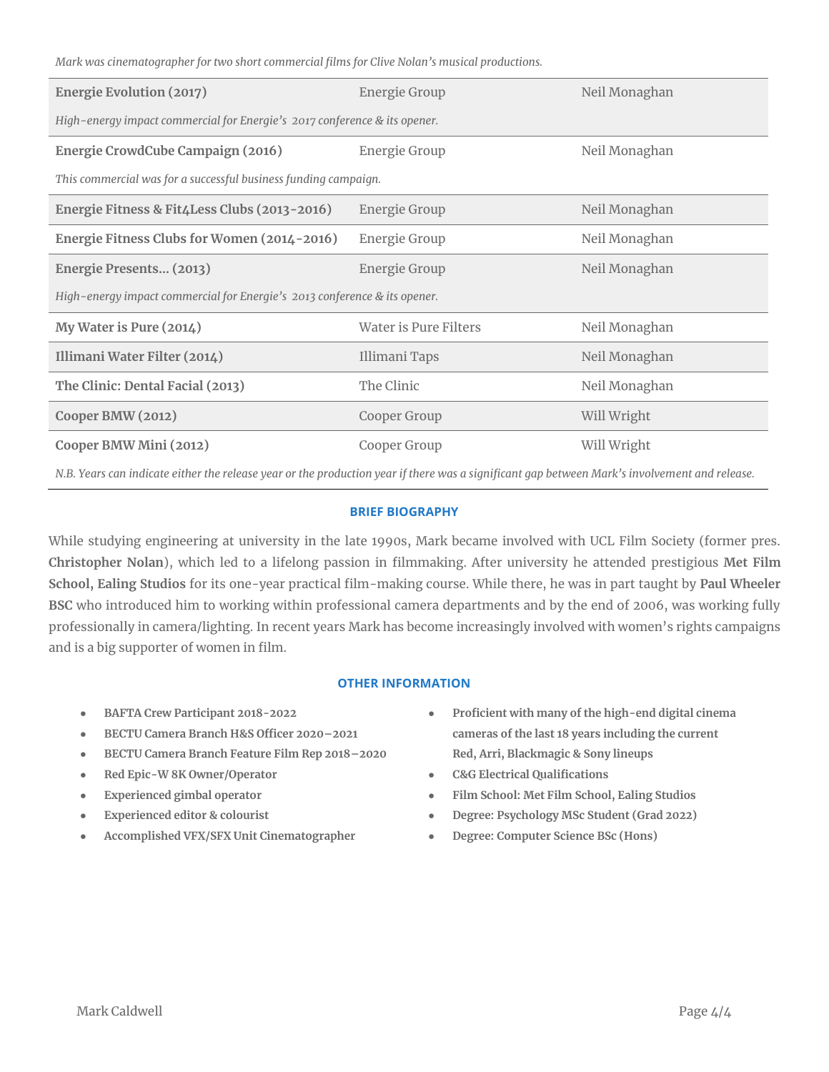*Mark was cinematographer for two short commercial films for Clive Nolan's musical productions.*

| | | |
|---|---|---|
| **Energie Evolution (2017)** | Energie Group | Neil Monaghan |
| *High-energy impact commercial for Energie's 2017 conference & its opener.* | | |
| **Energie CrowdCube Campaign (2016)** | Energie Group | Neil Monaghan |
| *This commercial was for a successful business funding campaign.* | | |
| **Energie Fitness & Fit4Less Clubs (2013-2016)** | Energie Group | Neil Monaghan |
| **Energie Fitness Clubs for Women (2014-2016)** | Energie Group | Neil Monaghan |
| **Energie Presents... (2013)** | Energie Group | Neil Monaghan |
| *High-energy impact commercial for Energie's 2013 conference & its opener.* | | |
| **My Water is Pure (2014)** | Water is Pure Filters | Neil Monaghan |
| **Illimani Water Filter (2014)** | Illimani Taps | Neil Monaghan |
| **The Clinic: Dental Facial (2013)** | The Clinic | Neil Monaghan |
| **Cooper BMW (2012)** | Cooper Group | Will Wright |
| **Cooper BMW Mini (2012)** | Cooper Group | Will Wright |

*N.B. Years can indicate either the release year or the production year if there was a significant gap between Mark's involvement and release.*

## BRIEF BIOGRAPHY

While studying engineering at university in the late 1990s, Mark became involved with UCL Film Society (former pres. **Christopher Nolan**), which led to a lifelong passion in filmmaking. After university he attended prestigious **Met Film School, Ealing Studios** for its one-year practical film-making course. While there, he was in part taught by **Paul Wheeler BSC** who introduced him to working within professional camera departments and by the end of 2006, was working fully professionally in camera/lighting. In recent years Mark has become increasingly involved with women's rights campaigns and is a big supporter of women in film.

## OTHER INFORMATION

- **BAFTA Crew Participant 2018-2022**
- **BECTU Camera Branch H&S Officer 2020–2021**
- **BECTU Camera Branch Feature Film Rep 2018–2020**
- **Red Epic-W 8K Owner/Operator**
- **Experienced gimbal operator**
- **Experienced editor & colourist**
- **Accomplished VFX/SFX Unit Cinematographer**
- **Proficient with many of the high-end digital cinema cameras of the last 18 years including the current Red, Arri, Blackmagic & Sony lineups**
- **C&G Electrical Qualifications**
- **Film School: Met Film School, Ealing Studios**
- **Degree: Psychology MSc Student (Grad 2022)**
- **Degree: Computer Science BSc (Hons)**